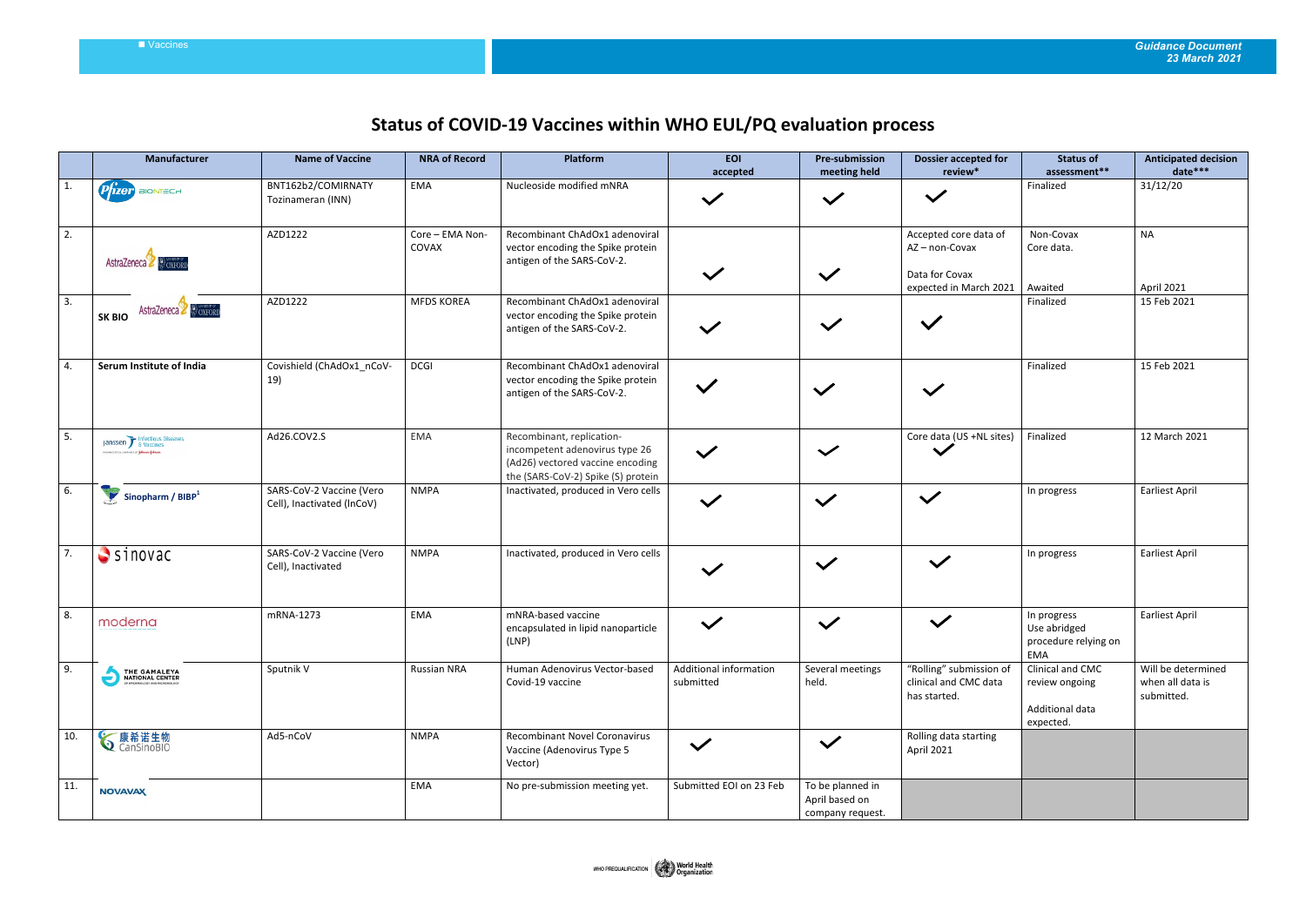# Status of COVID-19 Vaccines within WHO EUL/PQ evaluation process

| | Manufacturer | Name of Vaccine | NRA of Record | Platform | EOI accepted | Pre-submission meeting held | Dossier accepted for review* | Status of assessment** | Anticipated decision date*** |
|---|---|---|---|---|---|---|---|---|---|
| 1. | Pfizer BIONTECH | BNT162b2/COMIRNATY Tozinameran (INN) | EMA | Nucleoside modified mNRA | ✓ | ✓ | ✓ | Finalized | 31/12/20 |
| 2. | AstraZeneca OXFORD | AZD1222 | Core – EMA Non-COVAX | Recombinant ChAdOx1 adenoviral vector encoding the Spike protein antigen of the SARS-CoV-2. | ✓ | ✓ | Accepted core data of AZ – non-Covax<br><br>Data for Covax expected in March 2021 | Non-Covax Core data.<br><br>Awaited | NA<br><br>April 2021 |
| 3. | SK BIO AstraZeneca OXFORD | AZD1222 | MFDS KOREA | Recombinant ChAdOx1 adenoviral vector encoding the Spike protein antigen of the SARS-CoV-2. | ✓ | ✓ | ✓ | Finalized | 15 Feb 2021 |
| 4. | Serum Institute of India | Covishield (ChAdOx1_nCoV-19) | DCGI | Recombinant ChAdOx1 adenoviral vector encoding the Spike protein antigen of the SARS-CoV-2. | ✓ | ✓ | ✓ | Finalized | 15 Feb 2021 |
| 5. | Janssen Infectious Diseases & Vaccines | Ad26.COV2.S | EMA | Recombinant, replication-incompetent adenovirus type 26 (Ad26) vectored vaccine encoding the (SARS-CoV-2) Spike (S) protein | ✓ | ✓ | Core data (US +NL sites) ✓ | Finalized | 12 March 2021 |
| 6. | Sinopharm / BIBP[1] | SARS-CoV-2 Vaccine (Vero Cell), Inactivated (lnCoV) | NMPA | Inactivated, produced in Vero cells | ✓ | ✓ | ✓ | In progress | Earliest April |
| 7. | sinovac | SARS-CoV-2 Vaccine (Vero Cell), Inactivated | NMPA | Inactivated, produced in Vero cells | ✓ | ✓ | ✓ | In progress | Earliest April |
| 8. | moderna | mRNA-1273 | EMA | mNRA-based vaccine encapsulated in lipid nanoparticle (LNP) | ✓ | ✓ | ✓ | In progress Use abridged procedure relying on EMA | Earliest April |
| 9. | THE GAMALEYA NATIONAL CENTER | Sputnik V | Russian NRA | Human Adenovirus Vector-based Covid-19 vaccine | Additional information submitted | Several meetings held. | "Rolling" submission of clinical and CMC data has started. | Clinical and CMC review ongoing<br><br>Additional data expected. | Will be determined when all data is submitted. |
| 10. | 康希诺生物 CanSinoBIO | Ad5-nCoV | NMPA | Recombinant Novel Coronavirus Vaccine (Adenovirus Type 5 Vector) | ✓ | ✓ | Rolling data starting April 2021 | | |
| 11. | NOVAVAX | | EMA | No pre-submission meeting yet. | Submitted EOI on 23 Feb | To be planned in April based on company request. | | | |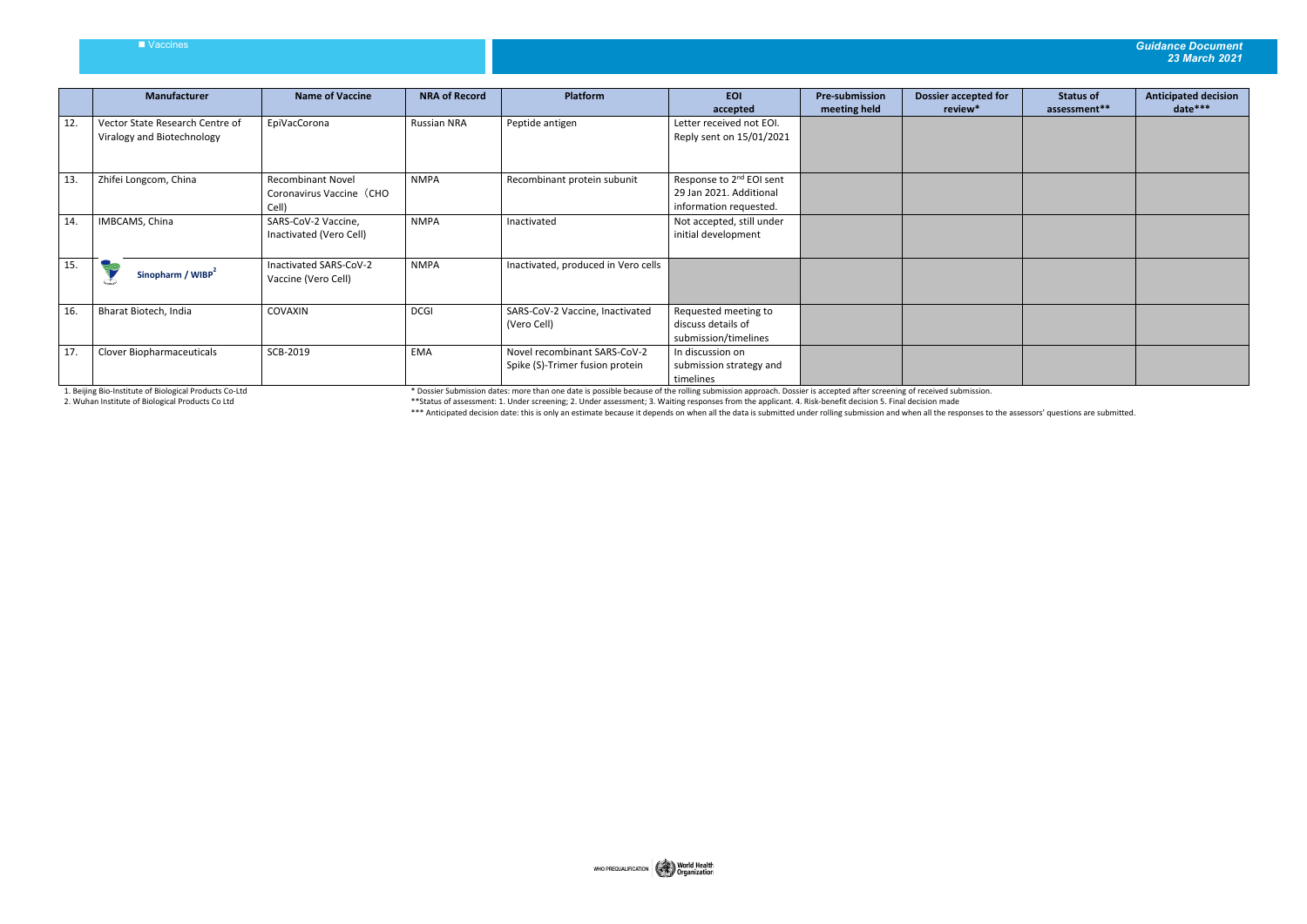| | Manufacturer | Name of Vaccine | NRA of Record | Platform | EOI accepted | Pre-submission meeting held | Dossier accepted for review* | Status of assessment** | Anticipated decision date*** |
|---|---|---|---|---|---|---|---|---|---|
| 12. | Vector State Research Centre of Viralogy and Biotechnology | EpiVacCorona | Russian NRA | Peptide antigen | Letter received not EOI. Reply sent on 15/01/2021 | | | | |
| 13. | Zhifei Longcom, China | Recombinant Novel Coronavirus Vaccine（CHO Cell) | NMPA | Recombinant protein subunit | Response to 2nd EOI sent 29 Jan 2021. Additional information requested. | | | | |
| 14. | IMBCAMS, China | SARS-CoV-2 Vaccine, Inactivated (Vero Cell) | NMPA | Inactivated | Not accepted, still under initial development | | | | |
| 15. | Sinopharm / WIBP[2] | Inactivated SARS-CoV-2 Vaccine (Vero Cell) | NMPA | Inactivated, produced in Vero cells | | | | | |
| 16. | Bharat Biotech, India | COVAXIN | DCGI | SARS-CoV-2 Vaccine, Inactivated (Vero Cell) | Requested meeting to discuss details of submission/timelines | | | | |
| 17. | Clover Biopharmaceuticals | SCB-2019 | EMA | Novel recombinant SARS-CoV-2 Spike (S)-Trimer fusion protein | In discussion on submission strategy and timelines | | | | |

1. Beijing Bio-Institute of Biological Products Co-Ltd
2. Wuhan Institute of Biological Products Co Ltd

* Dossier Submission dates: more than one date is possible because of the rolling submission approach. Dossier is accepted after screening of received submission.

**Status of assessment: 1. Under screening; 2. Under assessment; 3. Waiting responses from the applicant. 4. Risk-benefit decision 5. Final decision made

*** Anticipated decision date: this is only an estimate because it depends on when all the data is submitted under rolling submission and when all the responses to the assessors' questions are submitted.